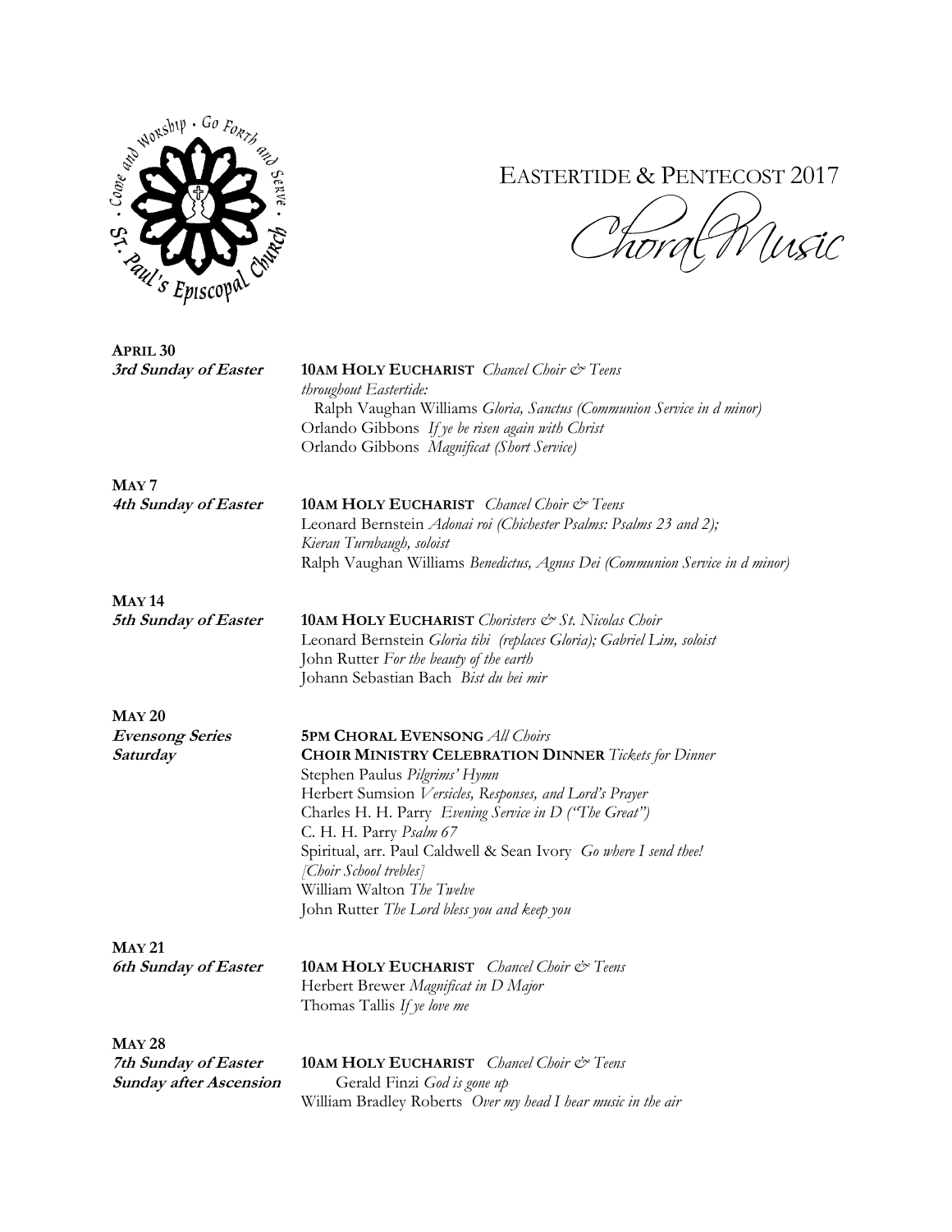Come and Worship · Go Forth and Serve · St. Paul's Episcopal Church

# EASTERTIDE & PENTECOST 2017

## *Choral Music*

**APRIL 30**
***3rd Sunday of Easter***

**10AM HOLY EUCHARIST** *Chancel Choir & Teens*
*throughout Eastertide:*
Ralph Vaughan Williams *Gloria, Sanctus (Communion Service in d minor)*
Orlando Gibbons *If ye be risen again with Christ*
Orlando Gibbons *Magnificat (Short Service)*

**MAY 7**
***4th Sunday of Easter***

**10AM HOLY EUCHARIST** *Chancel Choir & Teens*
Leonard Bernstein *Adonai roi (Chichester Psalms: Psalms 23 and 2); Kieran Turnbaugh, soloist*
Ralph Vaughan Williams *Benedictus, Agnus Dei (Communion Service in d minor)*

**MAY 14**
***5th Sunday of Easter***

**10AM HOLY EUCHARIST** *Choristers & St. Nicolas Choir*
Leonard Bernstein *Gloria tibi (replaces Gloria); Gabriel Lim, soloist*
John Rutter *For the beauty of the earth*
Johann Sebastian Bach *Bist du bei mir*

**MAY 20**
***Evensong Series***
***Saturday***

**5PM CHORAL EVENSONG** *All Choirs*
**CHOIR MINISTRY CELEBRATION DINNER** *Tickets for Dinner*
Stephen Paulus *Pilgrims' Hymn*
Herbert Sumsion *Versicles, Responses, and Lord's Prayer*
Charles H. H. Parry *Evening Service in D ("The Great")*
C. H. H. Parry *Psalm 67*
Spiritual, arr. Paul Caldwell & Sean Ivory *Go where I send thee! [Choir School trebles]*
William Walton *The Twelve*
John Rutter *The Lord bless you and keep you*

**MAY 21**
***6th Sunday of Easter***

**10AM HOLY EUCHARIST** *Chancel Choir & Teens*
Herbert Brewer *Magnificat in D Major*
Thomas Tallis *If ye love me*

**MAY 28**
***7th Sunday of Easter***
***Sunday after Ascension***

**10AM HOLY EUCHARIST** *Chancel Choir & Teens*
Gerald Finzi *God is gone up*
William Bradley Roberts *Over my head I hear music in the air*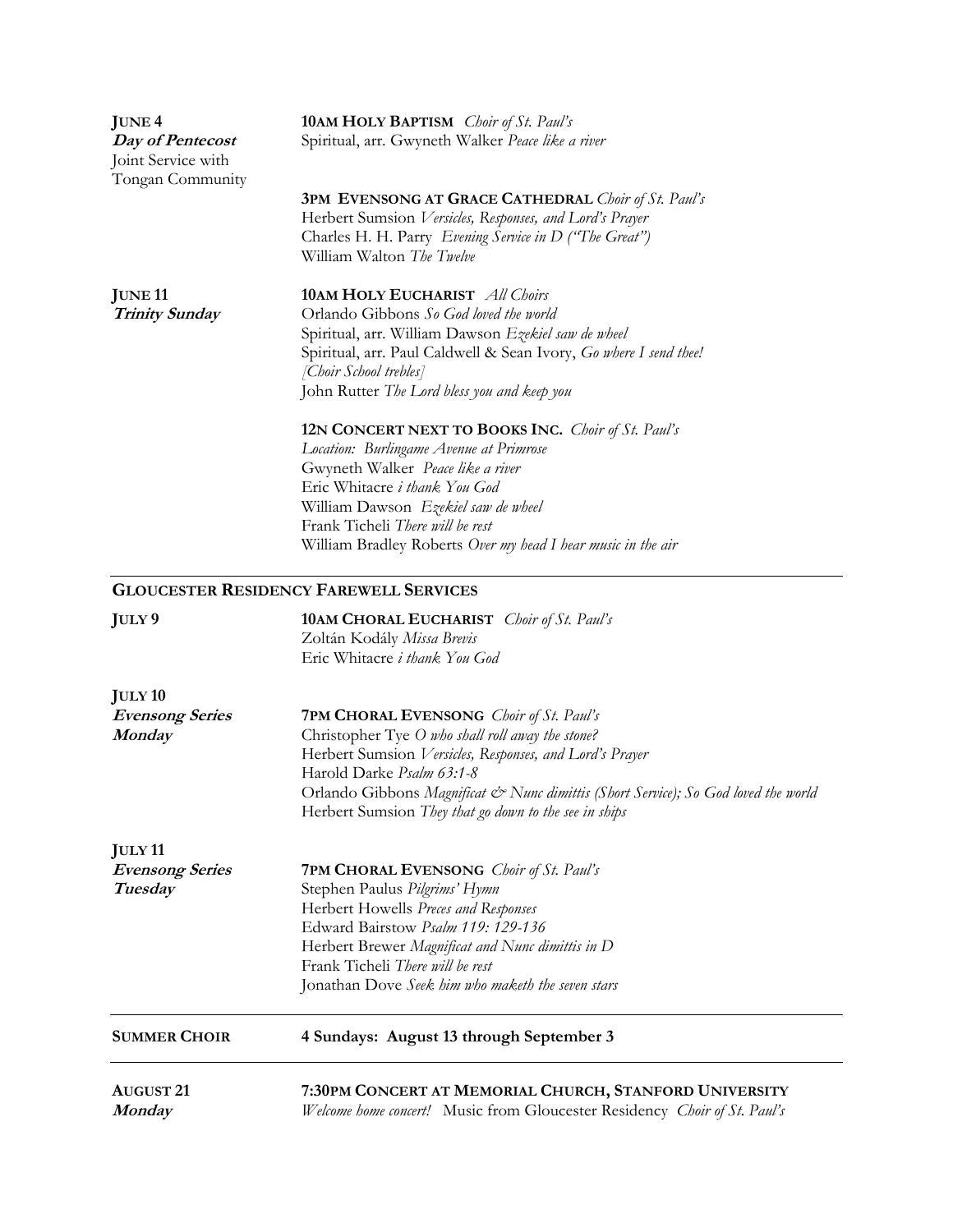**JUNE 4**
***Day of Pentecost***
Joint Service with Tongan Community

**10AM HOLY BAPTISM** *Choir of St. Paul's*
Spiritual, arr. Gwyneth Walker *Peace like a river*

**3PM EVENSONG AT GRACE CATHEDRAL** *Choir of St. Paul's*
Herbert Sumsion *Versicles, Responses, and Lord's Prayer*
Charles H. H. Parry *Evening Service in D ("The Great")*
William Walton *The Twelve*

**JUNE 11**
***Trinity Sunday***

**10AM HOLY EUCHARIST** *All Choirs*
Orlando Gibbons *So God loved the world*
Spiritual, arr. William Dawson *Ezekiel saw de wheel*
Spiritual, arr. Paul Caldwell & Sean Ivory, *Go where I send thee!*
*[Choir School trebles]*
John Rutter *The Lord bless you and keep you*

**12N CONCERT NEXT TO BOOKS INC.** *Choir of St. Paul's*
*Location: Burlingame Avenue at Primrose*
Gwyneth Walker *Peace like a river*
Eric Whitacre *i thank You God*
William Dawson *Ezekiel saw de wheel*
Frank Ticheli *There will be rest*
William Bradley Roberts *Over my head I hear music in the air*

---

## GLOUCESTER RESIDENCY FAREWELL SERVICES

**JULY 9**

**10AM CHORAL EUCHARIST** *Choir of St. Paul's*
Zoltán Kodály *Missa Brevis*
Eric Whitacre *i thank You God*

**JULY 10**
***Evensong Series***
***Monday***

**7PM CHORAL EVENSONG** *Choir of St. Paul's*
Christopher Tye *O who shall roll away the stone?*
Herbert Sumsion *Versicles, Responses, and Lord's Prayer*
Harold Darke *Psalm 63:1-8*
Orlando Gibbons *Magnificat & Nunc dimittis (Short Service); So God loved the world*
Herbert Sumsion *They that go down to the see in ships*

**JULY 11**
***Evensong Series***
***Tuesday***

**7PM CHORAL EVENSONG** *Choir of St. Paul's*
Stephen Paulus *Pilgrims' Hymn*
Herbert Howells *Preces and Responses*
Edward Bairstow *Psalm 119: 129-136*
Herbert Brewer *Magnificat and Nunc dimittis in D*
Frank Ticheli *There will be rest*
Jonathan Dove *Seek him who maketh the seven stars*

---

**SUMMER CHOIR** **4 Sundays: August 13 through September 3**

---

**AUGUST 21**
***Monday***

**7:30PM CONCERT AT MEMORIAL CHURCH, STANFORD UNIVERSITY**
*Welcome home concert!* Music from Gloucester Residency *Choir of St. Paul's*